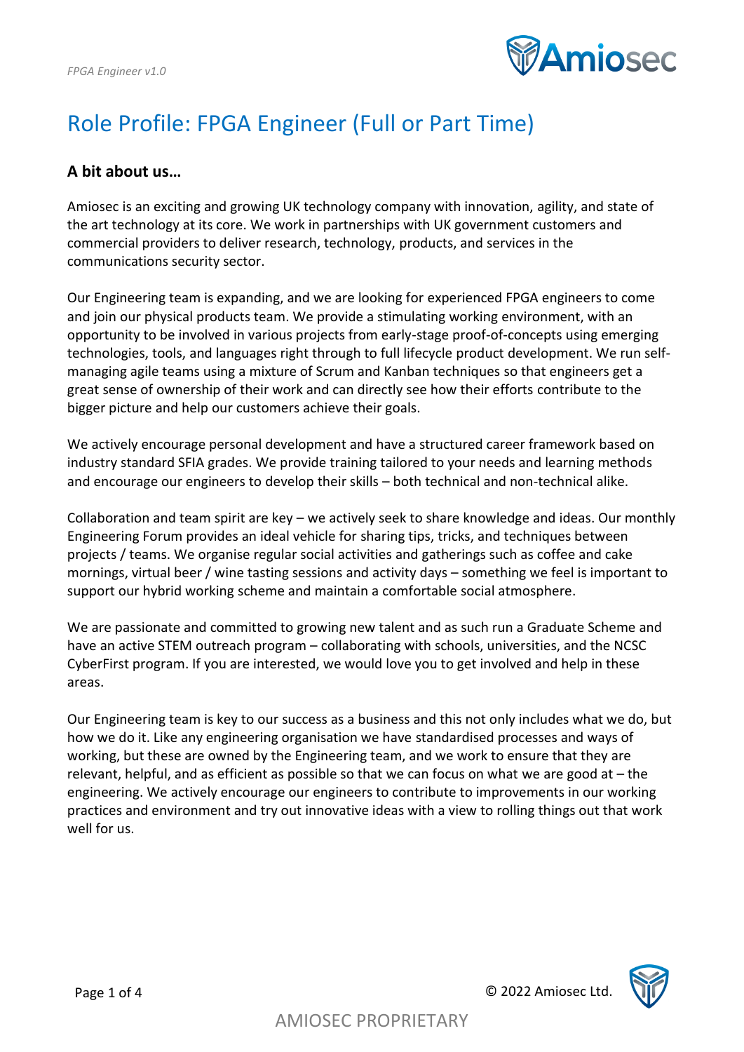# Role Profile: FPGA Engineer (Full or Part Time)

## A bit about us…

Amiosec is an exciting and growing UK technology company with innovation, agility, and state of the art technology at its core. We work in partnerships with UK government customers and commercial providers to deliver research, technology, products, and services in the communications security sector.

Our Engineering team is expanding, and we are looking for experienced FPGA engineers to come and join our physical products team. We provide a stimulating working environment, with an opportunity to be involved in various projects from early-stage proof-of-concepts using emerging technologies, tools, and languages right through to full lifecycle product development. We run self-managing agile teams using a mixture of Scrum and Kanban techniques so that engineers get a great sense of ownership of their work and can directly see how their efforts contribute to the bigger picture and help our customers achieve their goals.

We actively encourage personal development and have a structured career framework based on industry standard SFIA grades. We provide training tailored to your needs and learning methods and encourage our engineers to develop their skills – both technical and non-technical alike.

Collaboration and team spirit are key – we actively seek to share knowledge and ideas. Our monthly Engineering Forum provides an ideal vehicle for sharing tips, tricks, and techniques between projects / teams. We organise regular social activities and gatherings such as coffee and cake mornings, virtual beer / wine tasting sessions and activity days – something we feel is important to support our hybrid working scheme and maintain a comfortable social atmosphere.

We are passionate and committed to growing new talent and as such run a Graduate Scheme and have an active STEM outreach program – collaborating with schools, universities, and the NCSC CyberFirst program. If you are interested, we would love you to get involved and help in these areas.

Our Engineering team is key to our success as a business and this not only includes what we do, but how we do it. Like any engineering organisation we have standardised processes and ways of working, but these are owned by the Engineering team, and we work to ensure that they are relevant, helpful, and as efficient as possible so that we can focus on what we are good at – the engineering. We actively encourage our engineers to contribute to improvements in our working practices and environment and try out innovative ideas with a view to rolling things out that work well for us.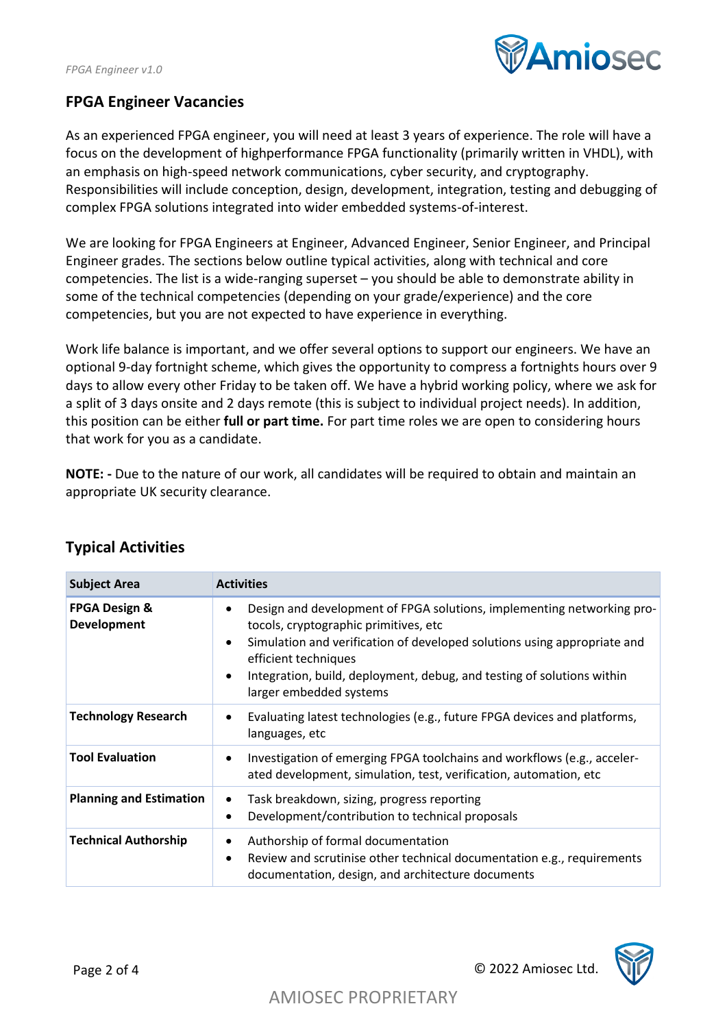## FPGA Engineer Vacancies

As an experienced FPGA engineer, you will need at least 3 years of experience. The role will have a focus on the development of highperformance FPGA functionality (primarily written in VHDL), with an emphasis on high-speed network communications, cyber security, and cryptography. Responsibilities will include conception, design, development, integration, testing and debugging of complex FPGA solutions integrated into wider embedded systems-of-interest.

We are looking for FPGA Engineers at Engineer, Advanced Engineer, Senior Engineer, and Principal Engineer grades. The sections below outline typical activities, along with technical and core competencies. The list is a wide-ranging superset – you should be able to demonstrate ability in some of the technical competencies (depending on your grade/experience) and the core competencies, but you are not expected to have experience in everything.

Work life balance is important, and we offer several options to support our engineers. We have an optional 9-day fortnight scheme, which gives the opportunity to compress a fortnights hours over 9 days to allow every other Friday to be taken off. We have a hybrid working policy, where we ask for a split of 3 days onsite and 2 days remote (this is subject to individual project needs). In addition, this position can be either **full or part time.** For part time roles we are open to considering hours that work for you as a candidate.

**NOTE: -** Due to the nature of our work, all candidates will be required to obtain and maintain an appropriate UK security clearance.

## Typical Activities

| Subject Area | Activities |
|---|---|
| **FPGA Design & Development** | • Design and development of FPGA solutions, implementing networking protocols, cryptographic primitives, etc<br>• Simulation and verification of developed solutions using appropriate and efficient techniques<br>• Integration, build, deployment, debug, and testing of solutions within larger embedded systems |
| **Technology Research** | • Evaluating latest technologies (e.g., future FPGA devices and platforms, languages, etc |
| **Tool Evaluation** | • Investigation of emerging FPGA toolchains and workflows (e.g., accelerated development, simulation, test, verification, automation, etc |
| **Planning and Estimation** | • Task breakdown, sizing, progress reporting<br>• Development/contribution to technical proposals |
| **Technical Authorship** | • Authorship of formal documentation<br>• Review and scrutinise other technical documentation e.g., requirements documentation, design, and architecture documents |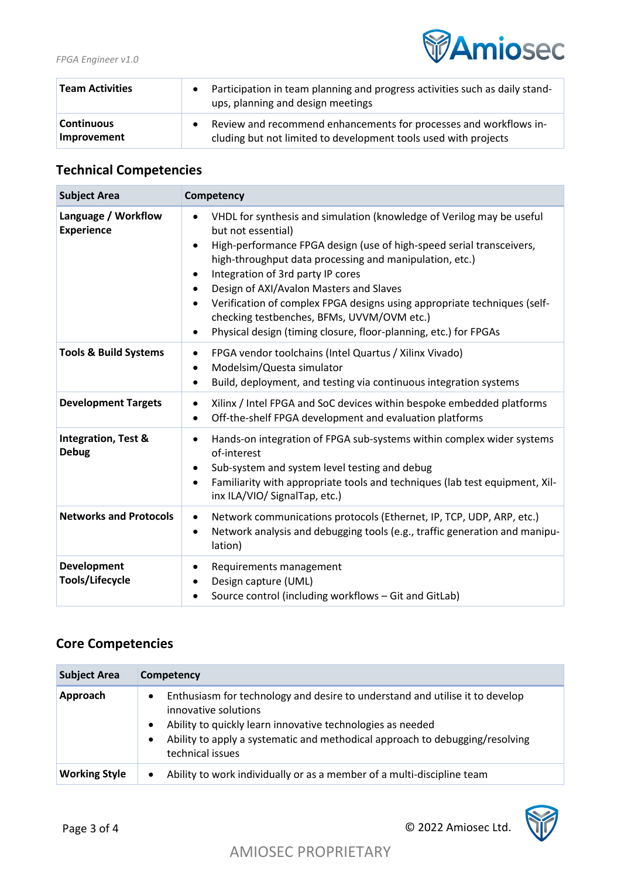| | |
|---|---|
| **Team Activities** | • Participation in team planning and progress activities such as daily stand-ups, planning and design meetings |
| **Continuous Improvement** | • Review and recommend enhancements for processes and workflows including but not limited to development tools used with projects |

## Technical Competencies

| Subject Area | Competency |
|---|---|
| **Language / Workflow Experience** | • VHDL for synthesis and simulation (knowledge of Verilog may be useful but not essential)<br>• High-performance FPGA design (use of high-speed serial transceivers, high-throughput data processing and manipulation, etc.)<br>• Integration of 3rd party IP cores<br>• Design of AXI/Avalon Masters and Slaves<br>• Verification of complex FPGA designs using appropriate techniques (self-checking testbenches, BFMs, UVVM/OVM etc.)<br>• Physical design (timing closure, floor-planning, etc.) for FPGAs |
| **Tools & Build Systems** | • FPGA vendor toolchains (Intel Quartus / Xilinx Vivado)<br>• Modelsim/Questa simulator<br>• Build, deployment, and testing via continuous integration systems |
| **Development Targets** | • Xilinx / Intel FPGA and SoC devices within bespoke embedded platforms<br>• Off-the-shelf FPGA development and evaluation platforms |
| **Integration, Test & Debug** | • Hands-on integration of FPGA sub-systems within complex wider systems of-interest<br>• Sub-system and system level testing and debug<br>• Familiarity with appropriate tools and techniques (lab test equipment, Xilinx ILA/VIO/ SignalTap, etc.) |
| **Networks and Protocols** | • Network communications protocols (Ethernet, IP, TCP, UDP, ARP, etc.)<br>• Network analysis and debugging tools (e.g., traffic generation and manipulation) |
| **Development Tools/Lifecycle** | • Requirements management<br>• Design capture (UML)<br>• Source control (including workflows – Git and GitLab) |

## Core Competencies

| Subject Area | Competency |
|---|---|
| **Approach** | • Enthusiasm for technology and desire to understand and utilise it to develop innovative solutions<br>• Ability to quickly learn innovative technologies as needed<br>• Ability to apply a systematic and methodical approach to debugging/resolving technical issues |
| **Working Style** | • Ability to work individually or as a member of a multi-discipline team |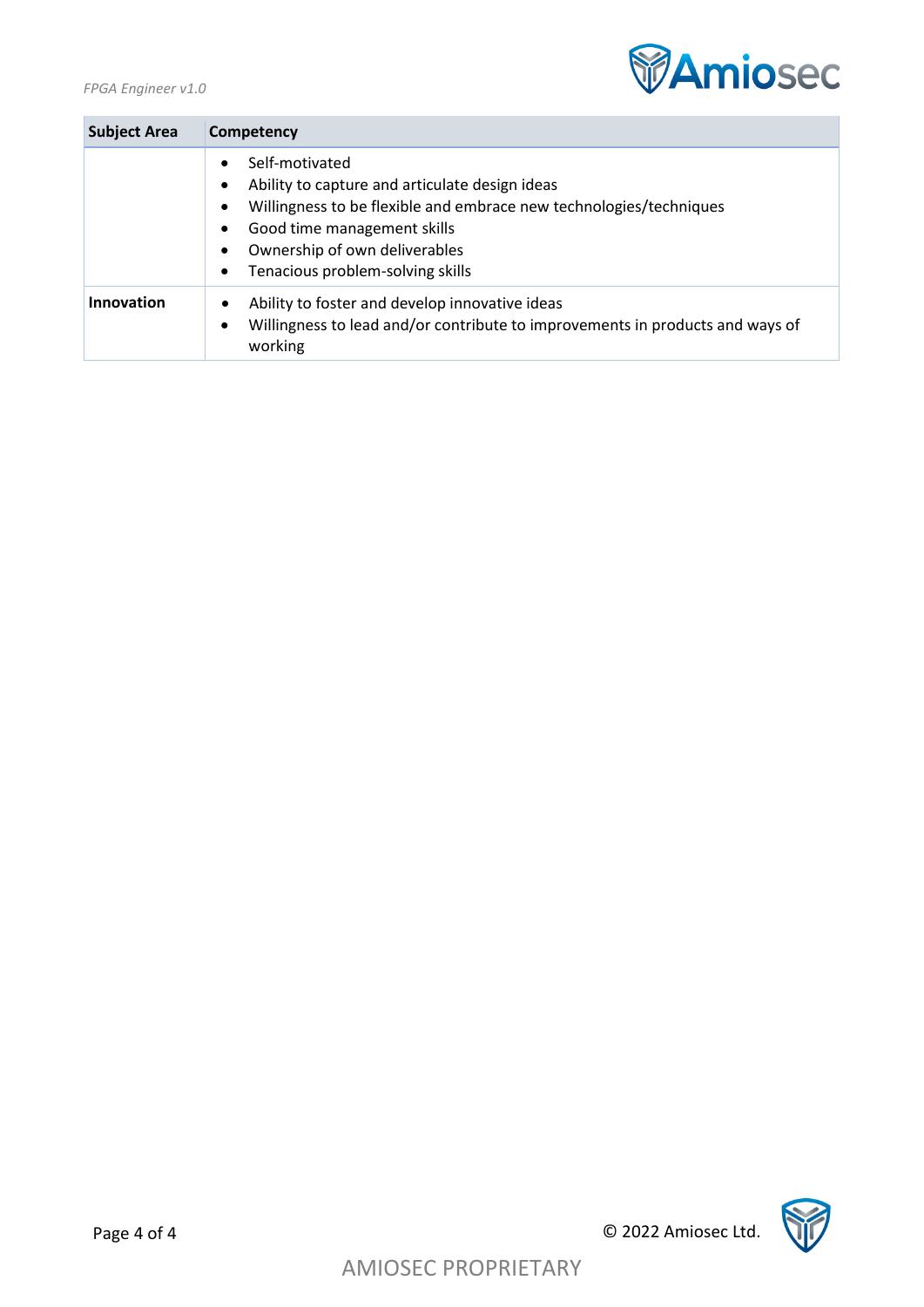| Subject Area | Competency |
|---|---|
| | • Self-motivated<br>• Ability to capture and articulate design ideas<br>• Willingness to be flexible and embrace new technologies/techniques<br>• Good time management skills<br>• Ownership of own deliverables<br>• Tenacious problem-solving skills |
| **Innovation** | • Ability to foster and develop innovative ideas<br>• Willingness to lead and/or contribute to improvements in products and ways of working |